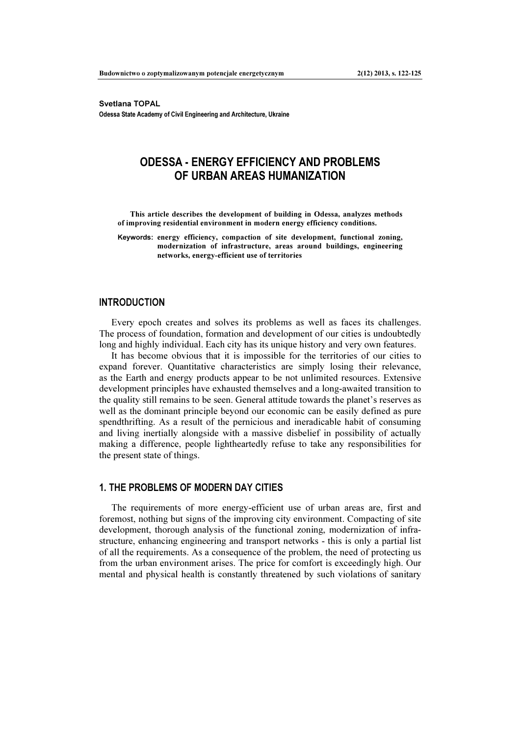**Svetlana TOPAL**
**Odessa State Academy of Civil Engineering and Architecture, Ukraine**

# ODESSA - ENERGY EFFICIENCY AND PROBLEMS OF URBAN AREAS HUMANIZATION

**This article describes the development of building in Odessa, analyzes methods of improving residential environment in modern energy efficiency conditions.**

**Keywords: energy efficiency, compaction of site development, functional zoning, modernization of infrastructure, areas around buildings, engineering networks, energy-efficient use of territories**

## INTRODUCTION

Every epoch creates and solves its problems as well as faces its challenges. The process of foundation, formation and development of our cities is undoubtedly long and highly individual. Each city has its unique history and very own features.

It has become obvious that it is impossible for the territories of our cities to expand forever. Quantitative characteristics are simply losing their relevance, as the Earth and energy products appear to be not unlimited resources. Extensive development principles have exhausted themselves and a long-awaited transition to the quality still remains to be seen. General attitude towards the planet's reserves as well as the dominant principle beyond our economic can be easily defined as pure spendthrifting. As a result of the pernicious and ineradicable habit of consuming and living inertially alongside with a massive disbelief in possibility of actually making a difference, people lightheartedly refuse to take any responsibilities for the present state of things.

## 1. THE PROBLEMS OF MODERN DAY CITIES

The requirements of more energy-efficient use of urban areas are, first and foremost, nothing but signs of the improving city environment. Compacting of site development, thorough analysis of the functional zoning, modernization of infrastructure, enhancing engineering and transport networks - this is only a partial list of all the requirements. As a consequence of the problem, the need of protecting us from the urban environment arises. The price for comfort is exceedingly high. Our mental and physical health is constantly threatened by such violations of sanitary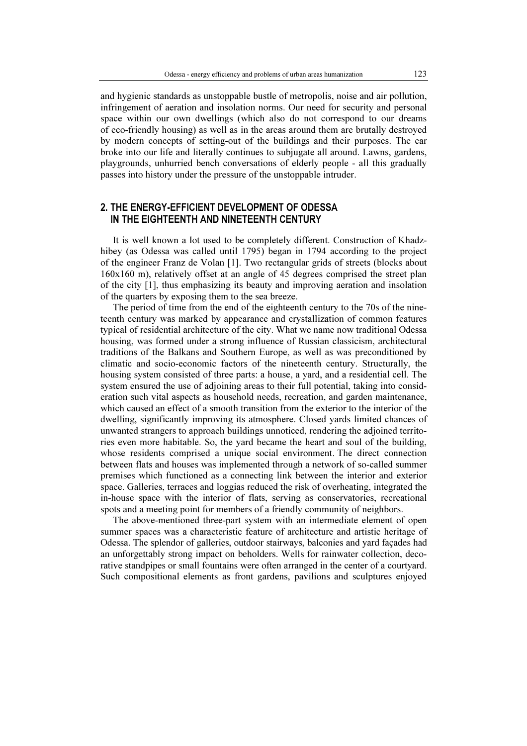and hygienic standards as unstoppable bustle of metropolis, noise and air pollution, infringement of aeration and insolation norms. Our need for security and personal space within our own dwellings (which also do not correspond to our dreams of eco-friendly housing) as well as in the areas around them are brutally destroyed by modern concepts of setting-out of the buildings and their purposes. The car broke into our life and literally continues to subjugate all around. Lawns, gardens, playgrounds, unhurried bench conversations of elderly people - all this gradually passes into history under the pressure of the unstoppable intruder.

## 2. THE ENERGY-EFFICIENT DEVELOPMENT OF ODESSA IN THE EIGHTEENTH AND NINETEENTH CENTURY

It is well known a lot used to be completely different. Construction of Khadzhibey (as Odessa was called until 1795) began in 1794 according to the project of the engineer Franz de Volan [1]. Two rectangular grids of streets (blocks about 160x160 m), relatively offset at an angle of 45 degrees comprised the street plan of the city [1], thus emphasizing its beauty and improving aeration and insolation of the quarters by exposing them to the sea breeze.

The period of time from the end of the eighteenth century to the 70s of the nineteenth century was marked by appearance and crystallization of common features typical of residential architecture of the city. What we name now traditional Odessa housing, was formed under a strong influence of Russian classicism, architectural traditions of the Balkans and Southern Europe, as well as was preconditioned by climatic and socio-economic factors of the nineteenth century. Structurally, the housing system consisted of three parts: a house, a yard, and a residential cell. The system ensured the use of adjoining areas to their full potential, taking into consideration such vital aspects as household needs, recreation, and garden maintenance, which caused an effect of a smooth transition from the exterior to the interior of the dwelling, significantly improving its atmosphere. Closed yards limited chances of unwanted strangers to approach buildings unnoticed, rendering the adjoined territories even more habitable. So, the yard became the heart and soul of the building, whose residents comprised a unique social environment. The direct connection between flats and houses was implemented through a network of so-called summer premises which functioned as a connecting link between the interior and exterior space. Galleries, terraces and loggias reduced the risk of overheating, integrated the in-house space with the interior of flats, serving as conservatories, recreational spots and a meeting point for members of a friendly community of neighbors.

The above-mentioned three-part system with an intermediate element of open summer spaces was a characteristic feature of architecture and artistic heritage of Odessa. The splendor of galleries, outdoor stairways, balconies and yard façades had an unforgettably strong impact on beholders. Wells for rainwater collection, decorative standpipes or small fountains were often arranged in the center of a courtyard. Such compositional elements as front gardens, pavilions and sculptures enjoyed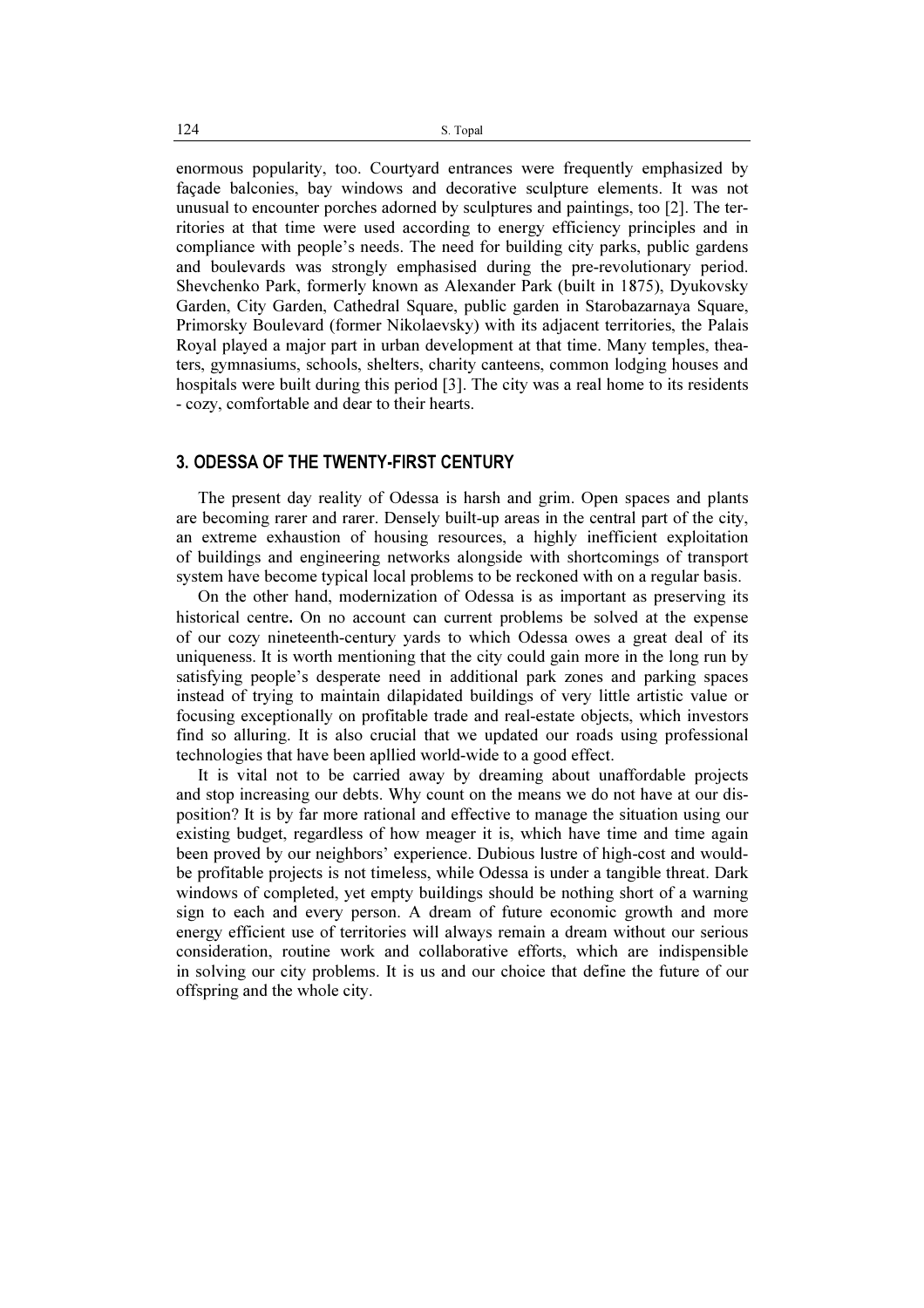enormous popularity, too. Courtyard entrances were frequently emphasized by façade balconies, bay windows and decorative sculpture elements. It was not unusual to encounter porches adorned by sculptures and paintings, too [2]. The territories at that time were used according to energy efficiency principles and in compliance with people's needs. The need for building city parks, public gardens and boulevards was strongly emphasised during the pre-revolutionary period. Shevchenko Park, formerly known as Alexander Park (built in 1875), Dyukovsky Garden, City Garden, Cathedral Square, public garden in Starobazarnaya Square, Primorsky Boulevard (former Nikolaevsky) with its adjacent territories, the Palais Royal played a major part in urban development at that time. Many temples, theaters, gymnasiums, schools, shelters, charity canteens, common lodging houses and hospitals were built during this period [3]. The city was a real home to its residents - cozy, comfortable and dear to their hearts.

## 3. ODESSA OF THE TWENTY-FIRST CENTURY

The present day reality of Odessa is harsh and grim. Open spaces and plants are becoming rarer and rarer. Densely built-up areas in the central part of the city, an extreme exhaustion of housing resources, a highly inefficient exploitation of buildings and engineering networks alongside with shortcomings of transport system have become typical local problems to be reckoned with on a regular basis.

On the other hand, modernization of Odessa is as important as preserving its historical centre**.** On no account can current problems be solved at the expense of our cozy nineteenth-century yards to which Odessa owes a great deal of its uniqueness. It is worth mentioning that the city could gain more in the long run by satisfying people's desperate need in additional park zones and parking spaces instead of trying to maintain dilapidated buildings of very little artistic value or focusing exceptionally on profitable trade and real-estate objects, which investors find so alluring. It is also crucial that we updated our roads using professional technologies that have been apllied world-wide to a good effect.

It is vital not to be carried away by dreaming about unaffordable projects and stop increasing our debts. Why count on the means we do not have at our disposition? It is by far more rational and effective to manage the situation using our existing budget, regardless of how meager it is, which have time and time again been proved by our neighbors' experience. Dubious lustre of high-cost and would-be profitable projects is not timeless, while Odessa is under a tangible threat. Dark windows of completed, yet empty buildings should be nothing short of a warning sign to each and every person. A dream of future economic growth and more energy efficient use of territories will always remain a dream without our serious consideration, routine work and collaborative efforts, which are indispensible in solving our city problems. It is us and our choice that define the future of our offspring and the whole city.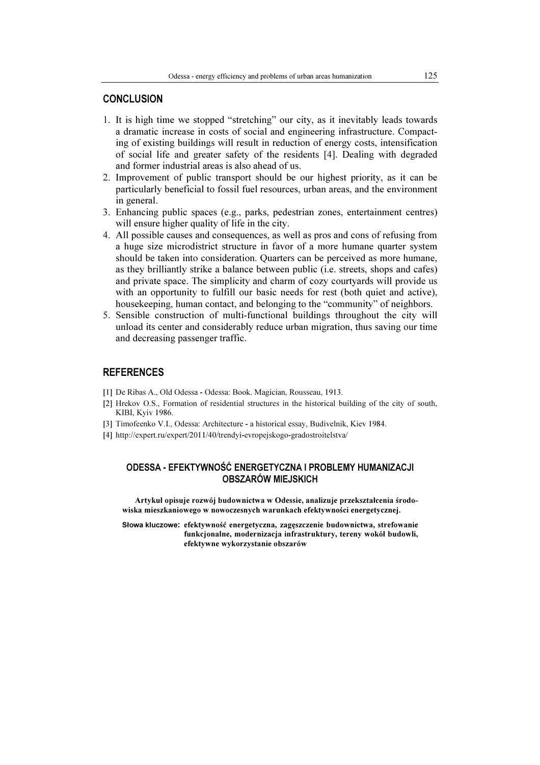## CONCLUSION

1. It is high time we stopped "stretching" our city, as it inevitably leads towards a dramatic increase in costs of social and engineering infrastructure. Compacting of existing buildings will result in reduction of energy costs, intensification of social life and greater safety of the residents [4]. Dealing with degraded and former industrial areas is also ahead of us.
2. Improvement of public transport should be our highest priority, as it can be particularly beneficial to fossil fuel resources, urban areas, and the environment in general.
3. Enhancing public spaces (e.g., parks, pedestrian zones, entertainment centres) will ensure higher quality of life in the city.
4. All possible causes and consequences, as well as pros and cons of refusing from a huge size microdistrict structure in favor of a more humane quarter system should be taken into consideration. Quarters can be perceived as more humane, as they brilliantly strike a balance between public (i.e. streets, shops and cafes) and private space. The simplicity and charm of cozy courtyards will provide us with an opportunity to fulfill our basic needs for rest (both quiet and active), housekeeping, human contact, and belonging to the "community" of neighbors.
5. Sensible construction of multi-functional buildings throughout the city will unload its center and considerably reduce urban migration, thus saving our time and decreasing passenger traffic.

## REFERENCES

[1] De Ribas A., Old Odessa - Odessa: Book. Magician, Rousseau, 1913.

[2] Hrekov O.S., Formation of residential structures in the historical building of the city of south, KIBI, Kyiv 1986.

[3] Timofeenko V.I., Odessa: Architecture - a historical essay, Budivelnik, Kiev 1984.

[4] http://expert.ru/expert/2011/40/trendyi-evropejskogo-gradostroitelstva/

## ODESSA - EFEKTYWNOŚĆ ENERGETYCZNA I PROBLEMY HUMANIZACJI OBSZARÓW MIEJSKICH

**Artykuł opisuje rozwój budownictwa w Odessie, analizuje przekształcenia środowiska mieszkaniowego w nowoczesnych warunkach efektywności energetycznej.**

Słowa kluczowe: **efektywność energetyczna, zagęszczenie budownictwa, strefowanie funkcjonalne, modernizacja infrastruktury, tereny wokół budowli, efektywne wykorzystanie obszarów**